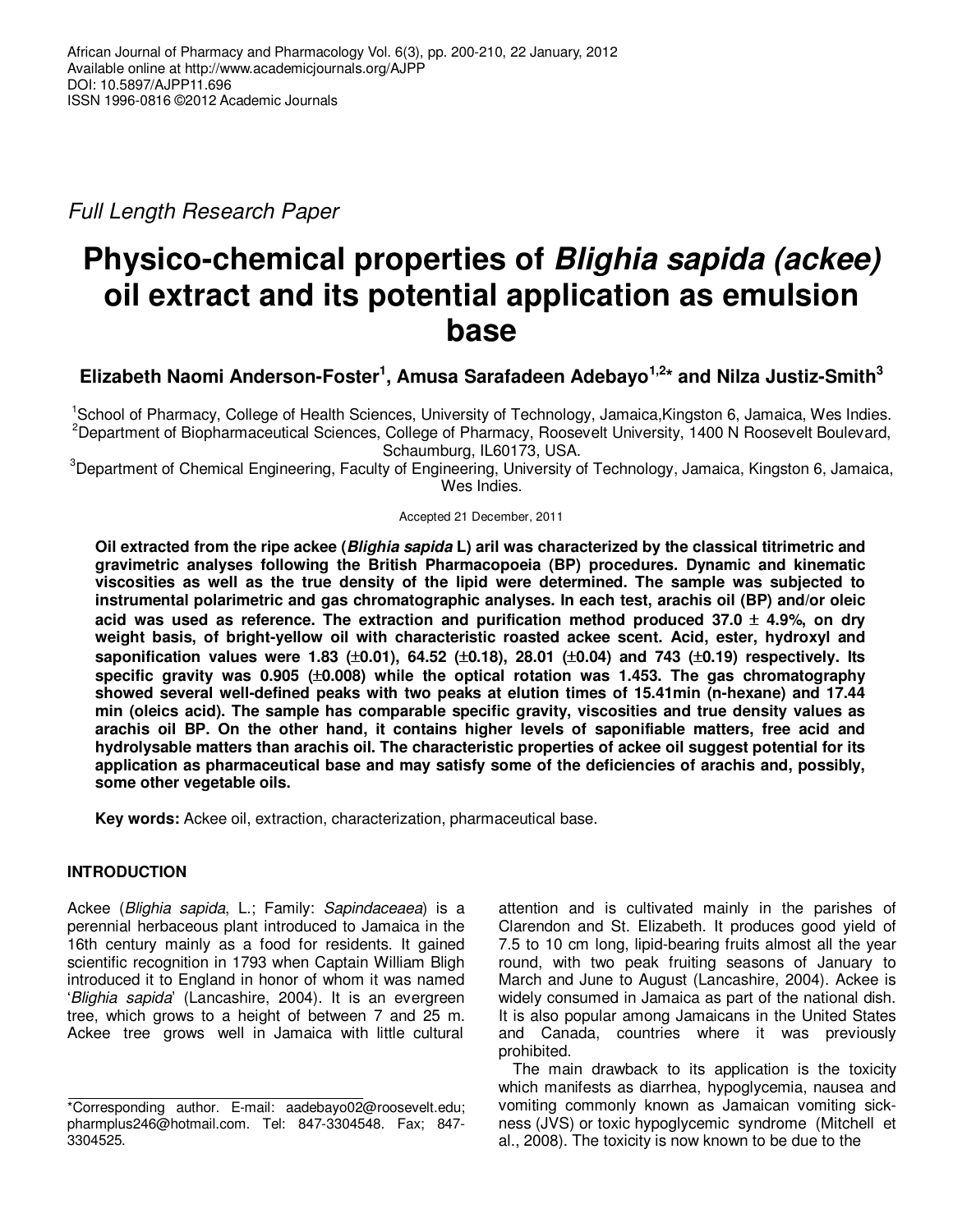Full Length Research Paper

# Physico-chemical properties of *Blighia sapida (ackee)* oil extract and its potential application as emulsion base

**Elizabeth Naomi Anderson-Foster[1], Amusa Sarafadeen Adebayo[1,2]* and Nilza Justiz-Smith[3]**

[1]School of Pharmacy, College of Health Sciences, University of Technology, Jamaica,Kingston 6, Jamaica, Wes Indies.
[2]Department of Biopharmaceutical Sciences, College of Pharmacy, Roosevelt University, 1400 N Roosevelt Boulevard, Schaumburg, IL60173, USA.
[3]Department of Chemical Engineering, Faculty of Engineering, University of Technology, Jamaica, Kingston 6, Jamaica, Wes Indies.

Accepted 21 December, 2011

**Oil extracted from the ripe ackee (*Blighia sapida* L) aril was characterized by the classical titrimetric and gravimetric analyses following the British Pharmacopoeia (BP) procedures. Dynamic and kinematic viscosities as well as the true density of the lipid were determined. The sample was subjected to instrumental polarimetric and gas chromatographic analyses. In each test, arachis oil (BP) and/or oleic acid was used as reference. The extraction and purification method produced 37.0 ± 4.9%, on dry weight basis, of bright-yellow oil with characteristic roasted ackee scent. Acid, ester, hydroxyl and saponification values were 1.83 (±0.01), 64.52 (±0.18), 28.01 (±0.04) and 743 (±0.19) respectively. Its specific gravity was 0.905 (±0.008) while the optical rotation was 1.453. The gas chromatography showed several well-defined peaks with two peaks at elution times of 15.41min (n-hexane) and 17.44 min (oleics acid). The sample has comparable specific gravity, viscosities and true density values as arachis oil BP. On the other hand, it contains higher levels of saponifiable matters, free acid and hydrolysable matters than arachis oil. The characteristic properties of ackee oil suggest potential for its application as pharmaceutical base and may satisfy some of the deficiencies of arachis and, possibly, some other vegetable oils.**

**Key words:** Ackee oil, extraction, characterization, pharmaceutical base.

## INTRODUCTION

Ackee (*Blighia sapida*, L.; Family: *Sapindaceaea*) is a perennial herbaceous plant introduced to Jamaica in the 16th century mainly as a food for residents. It gained scientific recognition in 1793 when Captain William Bligh introduced it to England in honor of whom it was named '*Blighia sapida*' (Lancashire, 2004). It is an evergreen tree, which grows to a height of between 7 and 25 m. Ackee tree grows well in Jamaica with little cultural attention and is cultivated mainly in the parishes of Clarendon and St. Elizabeth. It produces good yield of 7.5 to 10 cm long, lipid-bearing fruits almost all the year round, with two peak fruiting seasons of January to March and June to August (Lancashire, 2004). Ackee is widely consumed in Jamaica as part of the national dish. It is also popular among Jamaicans in the United States and Canada, countries where it was previously prohibited.

The main drawback to its application is the toxicity which manifests as diarrhea, hypoglycemia, nausea and vomiting commonly known as Jamaican vomiting sickness (JVS) or toxic hypoglycemic syndrome (Mitchell et al., 2008). The toxicity is now known to be due to the

*Corresponding author. E-mail: aadebayo02@roosevelt.edu; pharmplus246@hotmail.com. Tel: 847-3304548. Fax; 847-3304525.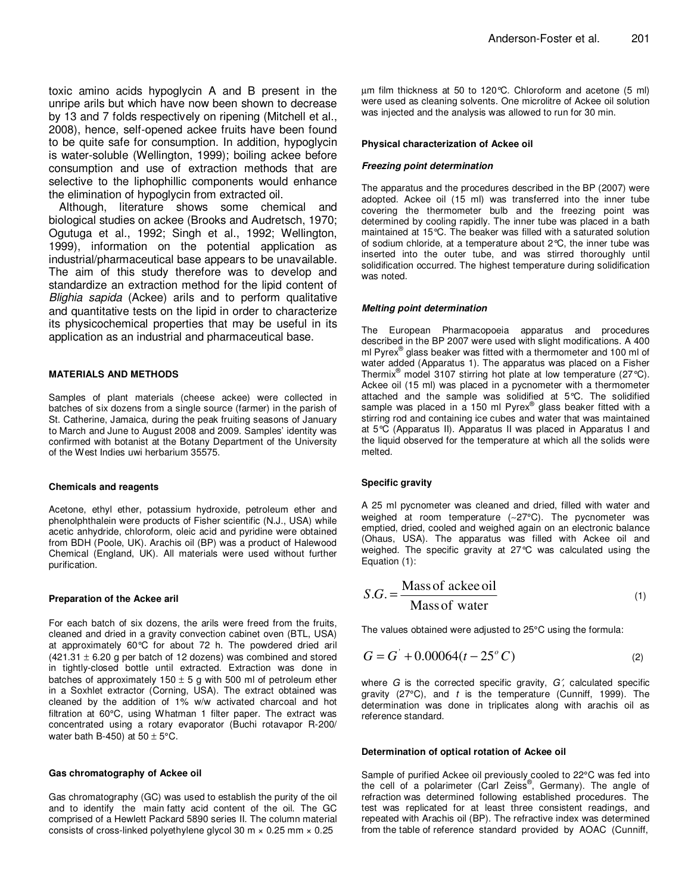toxic amino acids hypoglycin A and B present in the unripe arils but which have now been shown to decrease by 13 and 7 folds respectively on ripening (Mitchell et al., 2008), hence, self-opened ackee fruits have been found to be quite safe for consumption. In addition, hypoglycin is water-soluble (Wellington, 1999); boiling ackee before consumption and use of extraction methods that are selective to the liphophillic components would enhance the elimination of hypoglycin from extracted oil.

Although, literature shows some chemical and biological studies on ackee (Brooks and Audretsch, 1970; Ogutuga et al., 1992; Singh et al., 1992; Wellington, 1999), information on the potential application as industrial/pharmaceutical base appears to be unavailable. The aim of this study therefore was to develop and standardize an extraction method for the lipid content of *Blighia sapida* (Ackee) arils and to perform qualitative and quantitative tests on the lipid in order to characterize its physicochemical properties that may be useful in its application as an industrial and pharmaceutical base.

## MATERIALS AND METHODS

Samples of plant materials (cheese ackee) were collected in batches of six dozens from a single source (farmer) in the parish of St. Catherine, Jamaica, during the peak fruiting seasons of January to March and June to August 2008 and 2009. Samples' identity was confirmed with botanist at the Botany Department of the University of the West Indies uwi herbarium 35575.

### Chemicals and reagents

Acetone, ethyl ether, potassium hydroxide, petroleum ether and phenolphthalein were products of Fisher scientific (N.J., USA) while acetic anhydride, chloroform, oleic acid and pyridine were obtained from BDH (Poole, UK). Arachis oil (BP) was a product of Halewood Chemical (England, UK). All materials were used without further purification.

### Preparation of the Ackee aril

For each batch of six dozens, the arils were freed from the fruits, cleaned and dried in a gravity convection cabinet oven (BTL, USA) at approximately 60°C for about 72 h. The powdered dried aril (421.31 ± 6.20 g per batch of 12 dozens) was combined and stored in tightly-closed bottle until extracted. Extraction was done in batches of approximately 150 ± 5 g with 500 ml of petroleum ether in a Soxhlet extractor (Corning, USA). The extract obtained was cleaned by the addition of 1% w/w activated charcoal and hot filtration at 60°C, using Whatman 1 filter paper. The extract was concentrated using a rotary evaporator (Buchi rotavapor R-200/ water bath B-450) at 50 ± 5°C.

### Gas chromatography of Ackee oil

Gas chromatography (GC) was used to establish the purity of the oil and to identify the main fatty acid content of the oil. The GC comprised of a Hewlett Packard 5890 series II. The column material consists of cross-linked polyethylene glycol 30 m × 0.25 mm × 0.25 µm film thickness at 50 to 120°C. Chloroform and acetone (5 ml) were used as cleaning solvents. One microlitre of Ackee oil solution was injected and the analysis was allowed to run for 30 min.

### Physical characterization of Ackee oil

#### *Freezing point determination*

The apparatus and the procedures described in the BP (2007) were adopted. Ackee oil (15 ml) was transferred into the inner tube covering the thermometer bulb and the freezing point was determined by cooling rapidly. The inner tube was placed in a bath maintained at 15°C. The beaker was filled with a saturated solution of sodium chloride, at a temperature about 2°C, the inner tube was inserted into the outer tube, and was stirred thoroughly until solidification occurred. The highest temperature during solidification was noted.

#### *Melting point determination*

The European Pharmacopoeia apparatus and procedures described in the BP 2007 were used with slight modifications. A 400 ml Pyrex® glass beaker was fitted with a thermometer and 100 ml of water added (Apparatus 1). The apparatus was placed on a Fisher Thermix® model 3107 stirring hot plate at low temperature (27°C). Ackee oil (15 ml) was placed in a pycnometer with a thermometer attached and the sample was solidified at 5°C. The solidified sample was placed in a 150 ml Pyrex® glass beaker fitted with a stirring rod and containing ice cubes and water that was maintained at 5°C (Apparatus II). Apparatus II was placed in Apparatus I and the liquid observed for the temperature at which all the solids were melted.

### Specific gravity

A 25 ml pycnometer was cleaned and dried, filled with water and weighed at room temperature (~27°C). The pycnometer was emptied, dried, cooled and weighed again on an electronic balance (Ohaus, USA). The apparatus was filled with Ackee oil and weighed. The specific gravity at 27°C was calculated using the Equation (1):

$$S.G. = \frac{\text{Mass of ackee oil}}{\text{Mass of water}} \tag{1}$$

The values obtained were adjusted to 25°C using the formula:

$$G = G' + 0.00064(t - 25^{o}C) \tag{2}$$

where $G$ is the corrected specific gravity, $G'$, calculated specific gravity (27°C), and $t$ is the temperature (Cunniff, 1999). The determination was done in triplicates along with arachis oil as reference standard.

### Determination of optical rotation of Ackee oil

Sample of purified Ackee oil previously cooled to 22°C was fed into the cell of a polarimeter (Carl Zeiss®, Germany). The angle of refraction was determined following established procedures. The test was replicated for at least three consistent readings, and repeated with Arachis oil (BP). The refractive index was determined from the table of reference standard provided by AOAC (Cunniff,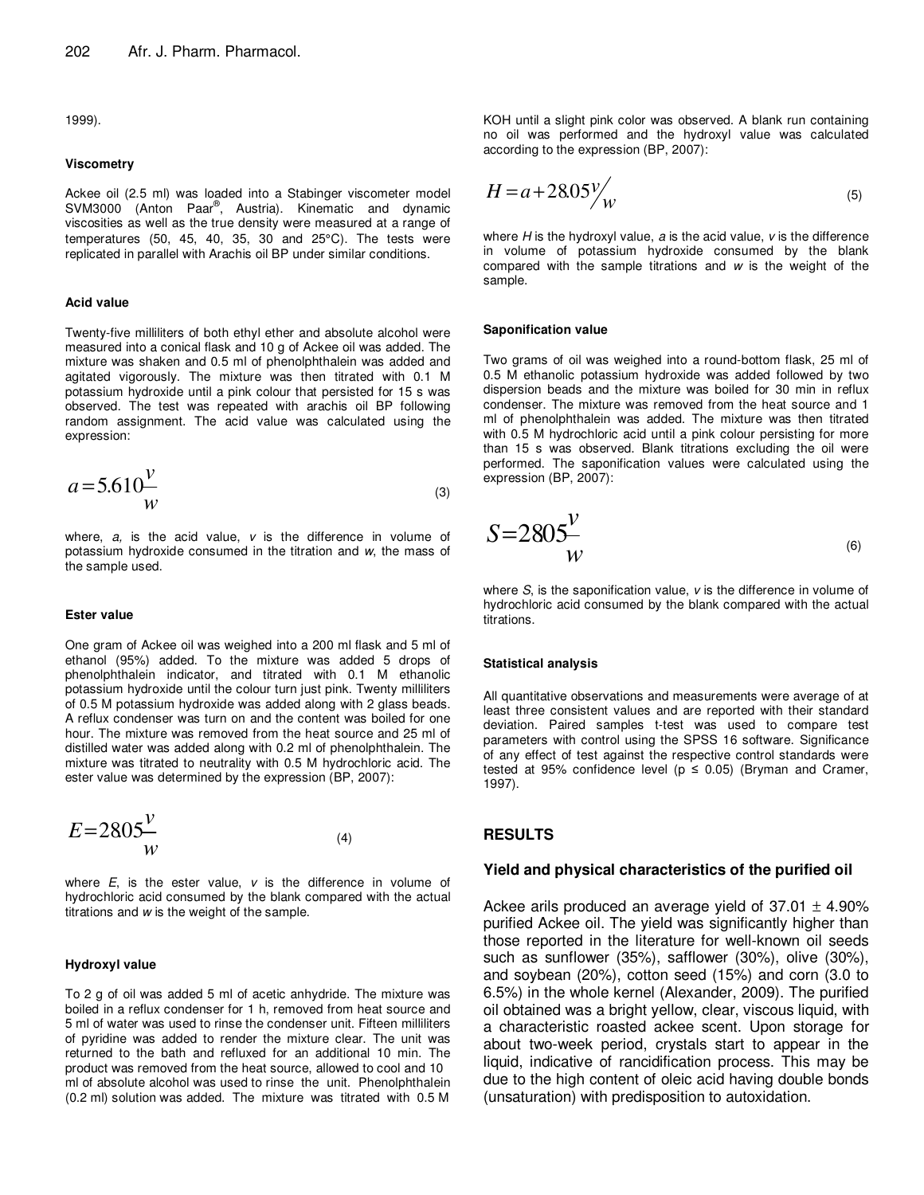1999).

### Viscometry

Ackee oil (2.5 ml) was loaded into a Stabinger viscometer model SVM3000 (Anton Paar®, Austria). Kinematic and dynamic viscosities as well as the true density were measured at a range of temperatures (50, 45, 40, 35, 30 and 25°C). The tests were replicated in parallel with Arachis oil BP under similar conditions.

### Acid value

Twenty-five milliliters of both ethyl ether and absolute alcohol were measured into a conical flask and 10 g of Ackee oil was added. The mixture was shaken and 0.5 ml of phenolphthalein was added and agitated vigorously. The mixture was then titrated with 0.1 M potassium hydroxide until a pink colour that persisted for 15 s was observed. The test was repeated with arachis oil BP following random assignment. The acid value was calculated using the expression:

$$a = 5.610\frac{v}{w} \tag{3}$$

where, *a*, is the acid value, *v* is the difference in volume of potassium hydroxide consumed in the titration and *w*, the mass of the sample used.

### Ester value

One gram of Ackee oil was weighed into a 200 ml flask and 5 ml of ethanol (95%) added. To the mixture was added 5 drops of phenolphthalein indicator, and titrated with 0.1 M ethanolic potassium hydroxide until the colour turn just pink. Twenty milliliters of 0.5 M potassium hydroxide was added along with 2 glass beads. A reflux condenser was turn on and the content was boiled for one hour. The mixture was removed from the heat source and 25 ml of distilled water was added along with 0.2 ml of phenolphthalein. The mixture was titrated to neutrality with 0.5 M hydrochloric acid. The ester value was determined by the expression (BP, 2007):

$$E = 2805\frac{v}{w} \tag{4}$$

where *E*, is the ester value, *v* is the difference in volume of hydrochloric acid consumed by the blank compared with the actual titrations and *w* is the weight of the sample.

### Hydroxyl value

To 2 g of oil was added 5 ml of acetic anhydride. The mixture was boiled in a reflux condenser for 1 h, removed from heat source and 5 ml of water was used to rinse the condenser unit. Fifteen milliliters of pyridine was added to render the mixture clear. The unit was returned to the bath and refluxed for an additional 10 min. The product was removed from the heat source, allowed to cool and 10 ml of absolute alcohol was used to rinse the unit. Phenolphthalein (0.2 ml) solution was added. The mixture was titrated with 0.5 M KOH until a slight pink color was observed. A blank run containing no oil was performed and the hydroxyl value was calculated according to the expression (BP, 2007):

$$H = a + 28.05\,v/w \tag{5}$$

where *H* is the hydroxyl value, *a* is the acid value, *v* is the difference in volume of potassium hydroxide consumed by the blank compared with the sample titrations and *w* is the weight of the sample.

### Saponification value

Two grams of oil was weighed into a round-bottom flask, 25 ml of 0.5 M ethanolic potassium hydroxide was added followed by two dispersion beads and the mixture was boiled for 30 min in reflux condenser. The mixture was removed from the heat source and 1 ml of phenolphthalein was added. The mixture was then titrated with 0.5 M hydrochloric acid until a pink colour persisting for more than 15 s was observed. Blank titrations excluding the oil were performed. The saponification values were calculated using the expression (BP, 2007):

$$S = 2805\frac{v}{w} \tag{6}$$

where *S*, is the saponification value, *v* is the difference in volume of hydrochloric acid consumed by the blank compared with the actual titrations.

### Statistical analysis

All quantitative observations and measurements were average of at least three consistent values and are reported with their standard deviation. Paired samples t-test was used to compare test parameters with control using the SPSS 16 software. Significance of any effect of test against the respective control standards were tested at 95% confidence level ($p \leq 0.05$) (Bryman and Cramer, 1997).

## RESULTS

### Yield and physical characteristics of the purified oil

Ackee arils produced an average yield of 37.01 ± 4.90% purified Ackee oil. The yield was significantly higher than those reported in the literature for well-known oil seeds such as sunflower (35%), safflower (30%), olive (30%), and soybean (20%), cotton seed (15%) and corn (3.0 to 6.5%) in the whole kernel (Alexander, 2009). The purified oil obtained was a bright yellow, clear, viscous liquid, with a characteristic roasted ackee scent. Upon storage for about two-week period, crystals start to appear in the liquid, indicative of rancidification process. This may be due to the high content of oleic acid having double bonds (unsaturation) with predisposition to autoxidation.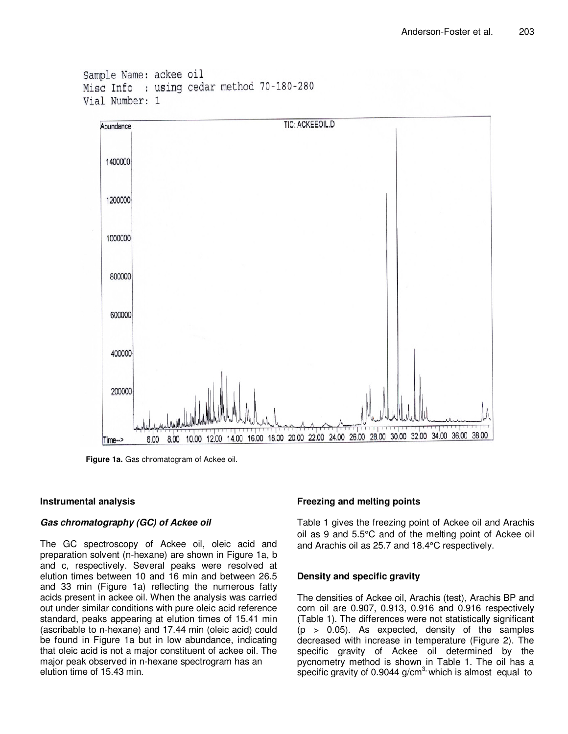Sample Name: ackee oil
Misc Info : using cedar method 70-180-280
Vial Number: 1

**Figure 1a.** Gas chromatogram of Ackee oil.

### Instrumental analysis

#### *Gas chromatography (GC) of Ackee oil*

The GC spectroscopy of Ackee oil, oleic acid and preparation solvent (n-hexane) are shown in Figure 1a, b and c, respectively. Several peaks were resolved at elution times between 10 and 16 min and between 26.5 and 33 min (Figure 1a) reflecting the numerous fatty acids present in ackee oil. When the analysis was carried out under similar conditions with pure oleic acid reference standard, peaks appearing at elution times of 15.41 min (ascribable to n-hexane) and 17.44 min (oleic acid) could be found in Figure 1a but in low abundance, indicating that oleic acid is not a major constituent of ackee oil. The major peak observed in n-hexane spectrogram has an elution time of 15.43 min.

### Freezing and melting points

Table 1 gives the freezing point of Ackee oil and Arachis oil as 9 and 5.5°C and of the melting point of Ackee oil and Arachis oil as 25.7 and 18.4°C respectively.

### Density and specific gravity

The densities of Ackee oil, Arachis (test), Arachis BP and corn oil are 0.907, 0.913, 0.916 and 0.916 respectively (Table 1). The differences were not statistically significant ($p > 0.05$). As expected, density of the samples decreased with increase in temperature (Figure 2). The specific gravity of Ackee oil determined by the pycnometry method is shown in Table 1. The oil has a specific gravity of 0.9044 g/cm$^{3}$ which is almost equal to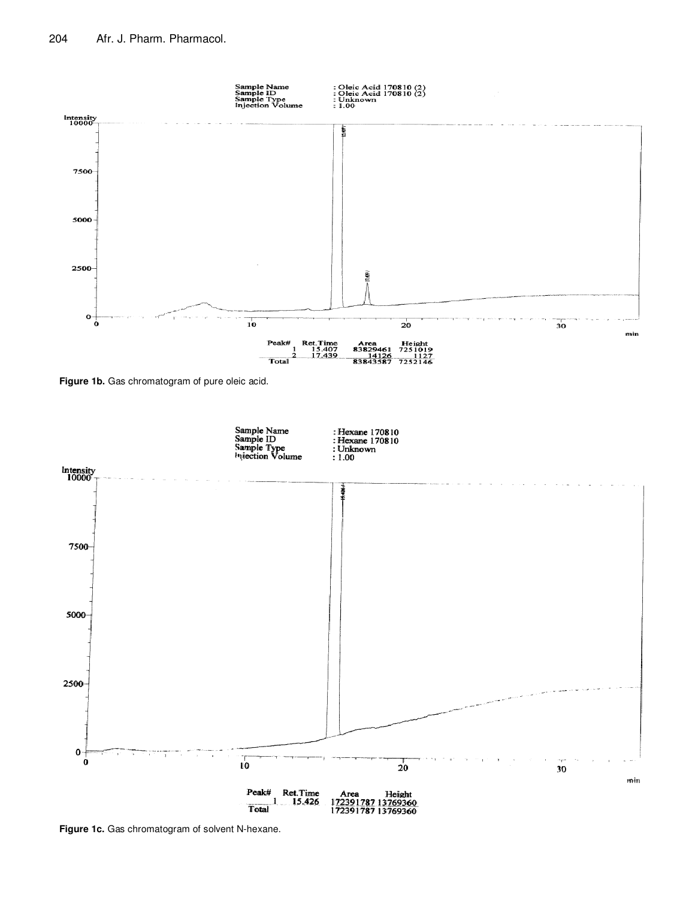Sample Name : Oleic Acid 170810 (2)
Sample ID : Oleic Acid 170810 (2)
Sample Type : Unknown
Injection Volume : 1.00

| Peak# | Ret.Time | Area | Height |
|---|---|---|---|
| 1 | 15.407 | 83829461 | 7251019 |
| 2 | 17.439 | 14126 | 1127 |
| Total | | 83843587 | 7252146 |

**Figure 1b.** Gas chromatogram of pure oleic acid.

Sample Name : Hexane 170810
Sample ID : Hexane 170810
Sample Type : Unknown
Injection Volume : 1.00

| Peak# | Ret.Time | Area | Height |
|---|---|---|---|
| 1 | 15.426 | 172391787 | 13769360 |
| Total | | 172391787 | 13769360 |

**Figure 1c.** Gas chromatogram of solvent N-hexane.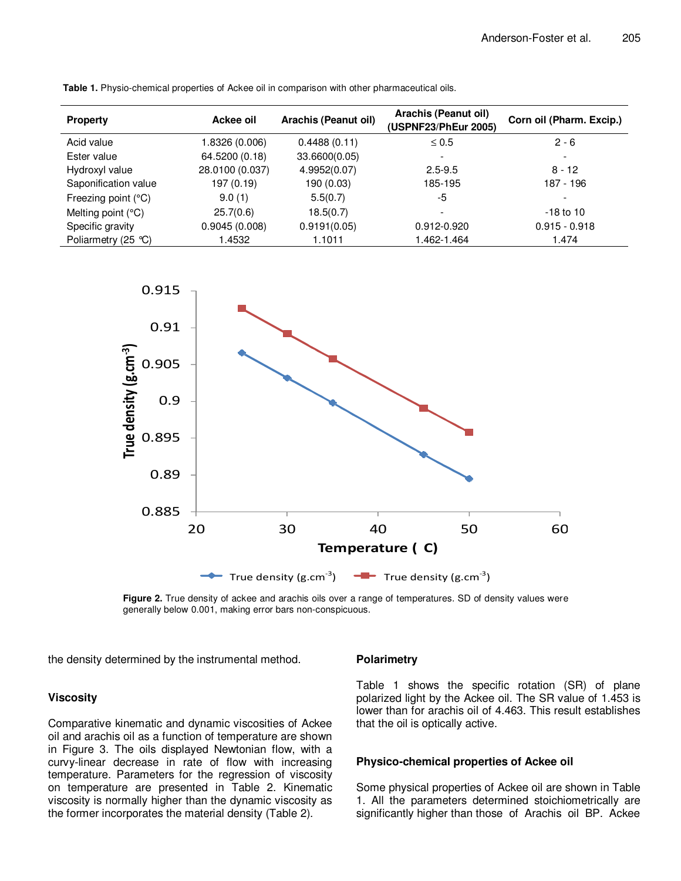**Table 1.** Physio-chemical properties of Ackee oil in comparison with other pharmaceutical oils.

| Property | Ackee oil | Arachis (Peanut oil) | Arachis (Peanut oil) (USPNF23/PhEur 2005) | Corn oil (Pharm. Excip.) |
|---|---|---|---|---|
| Acid value | 1.8326 (0.006) | 0.4488 (0.11) | ≤ 0.5 | 2 - 6 |
| Ester value | 64.5200 (0.18) | 33.6600(0.05) | - | - |
| Hydroxyl value | 28.0100 (0.037) | 4.9952(0.07) | 2.5-9.5 | 8 - 12 |
| Saponification value | 197 (0.19) | 190 (0.03) | 185-195 | 187 - 196 |
| Freezing point (°C) | 9.0 (1) | 5.5(0.7) | -5 | - |
| Melting point (°C) | 25.7(0.6) | 18.5(0.7) | - | -18 to 10 |
| Specific gravity | 0.9045 (0.008) | 0.9191(0.05) | 0.912-0.920 | 0.915 - 0.918 |
| Poliarmetry (25 °C) | 1.4532 | 1.1011 | 1.462-1.464 | 1.474 |

**Figure 2.** True density of ackee and arachis oils over a range of temperatures. SD of density values were generally below 0.001, making error bars non-conspicuous.

the density determined by the instrumental method.

### Viscosity

Comparative kinematic and dynamic viscosities of Ackee oil and arachis oil as a function of temperature are shown in Figure 3. The oils displayed Newtonian flow, with a curvy-linear decrease in rate of flow with increasing temperature. Parameters for the regression of viscosity on temperature are presented in Table 2. Kinematic viscosity is normally higher than the dynamic viscosity as the former incorporates the material density (Table 2).

### Polarimetry

Table 1 shows the specific rotation (SR) of plane polarized light by the Ackee oil. The SR value of 1.453 is lower than for arachis oil of 4.463. This result establishes that the oil is optically active.

### Physico-chemical properties of Ackee oil

Some physical properties of Ackee oil are shown in Table 1. All the parameters determined stoichiometrically are significantly higher than those of Arachis oil BP. Ackee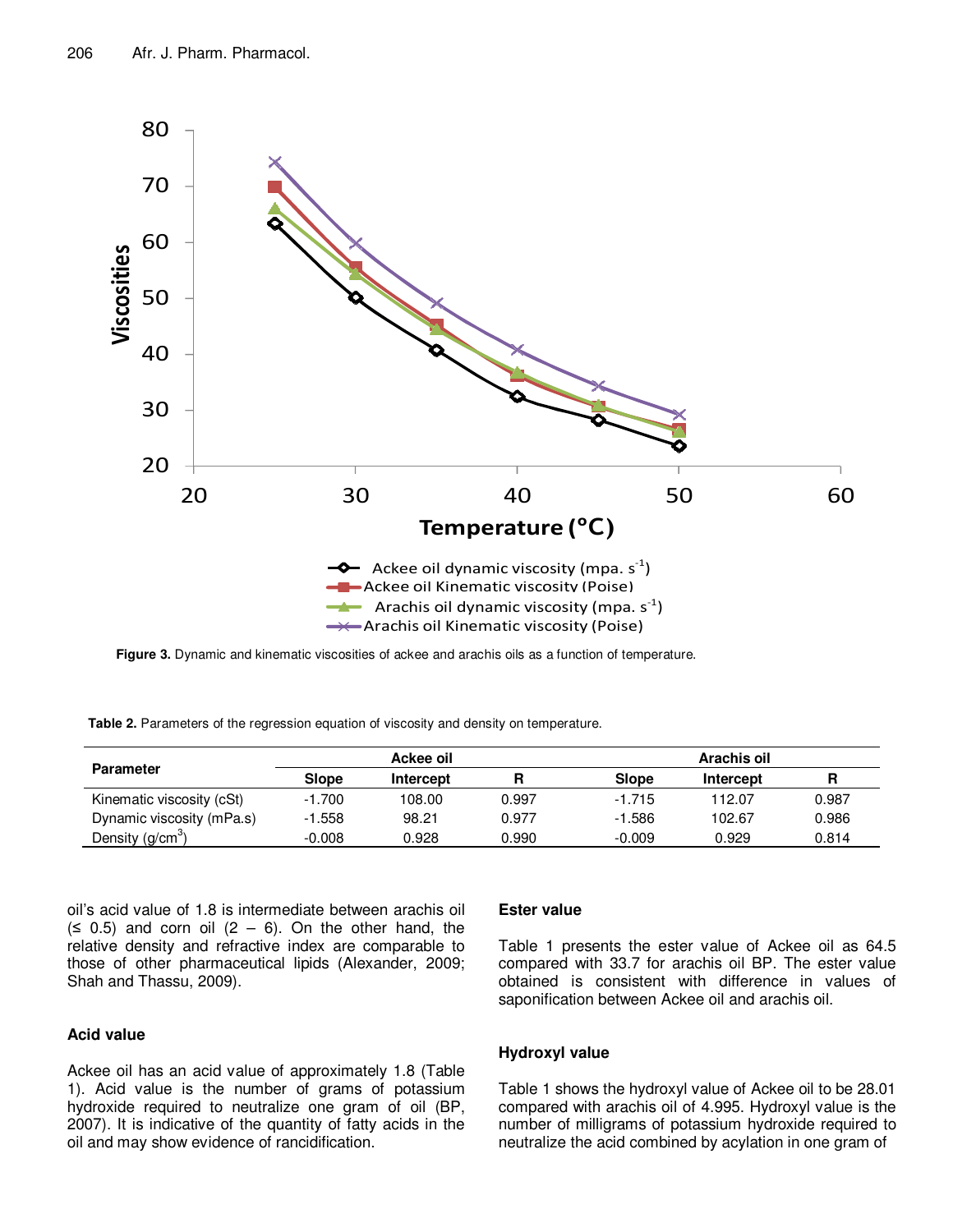**Figure 3.** Dynamic and kinematic viscosities of ackee and arachis oils as a function of temperature.

**Table 2.** Parameters of the regression equation of viscosity and density on temperature.

| Parameter | Ackee oil | | | Arachis oil | | |
|---|---|---|---|---|---|---|
| | Slope | Intercept | R | Slope | Intercept | R |
| Kinematic viscosity (cSt) | -1.700 | 108.00 | 0.997 | -1.715 | 112.07 | 0.987 |
| Dynamic viscosity (mPa.s) | -1.558 | 98.21 | 0.977 | -1.586 | 102.67 | 0.986 |
| Density ($g/cm^3$) | -0.008 | 0.928 | 0.990 | -0.009 | 0.929 | 0.814 |

oil's acid value of 1.8 is intermediate between arachis oil (≤ 0.5) and corn oil (2 – 6). On the other hand, the relative density and refractive index are comparable to those of other pharmaceutical lipids (Alexander, 2009; Shah and Thassu, 2009).

### Acid value

Ackee oil has an acid value of approximately 1.8 (Table 1). Acid value is the number of grams of potassium hydroxide required to neutralize one gram of oil (BP, 2007). It is indicative of the quantity of fatty acids in the oil and may show evidence of rancidification.

### Ester value

Table 1 presents the ester value of Ackee oil as 64.5 compared with 33.7 for arachis oil BP. The ester value obtained is consistent with difference in values of saponification between Ackee oil and arachis oil.

### Hydroxyl value

Table 1 shows the hydroxyl value of Ackee oil to be 28.01 compared with arachis oil of 4.995. Hydroxyl value is the number of milligrams of potassium hydroxide required to neutralize the acid combined by acylation in one gram of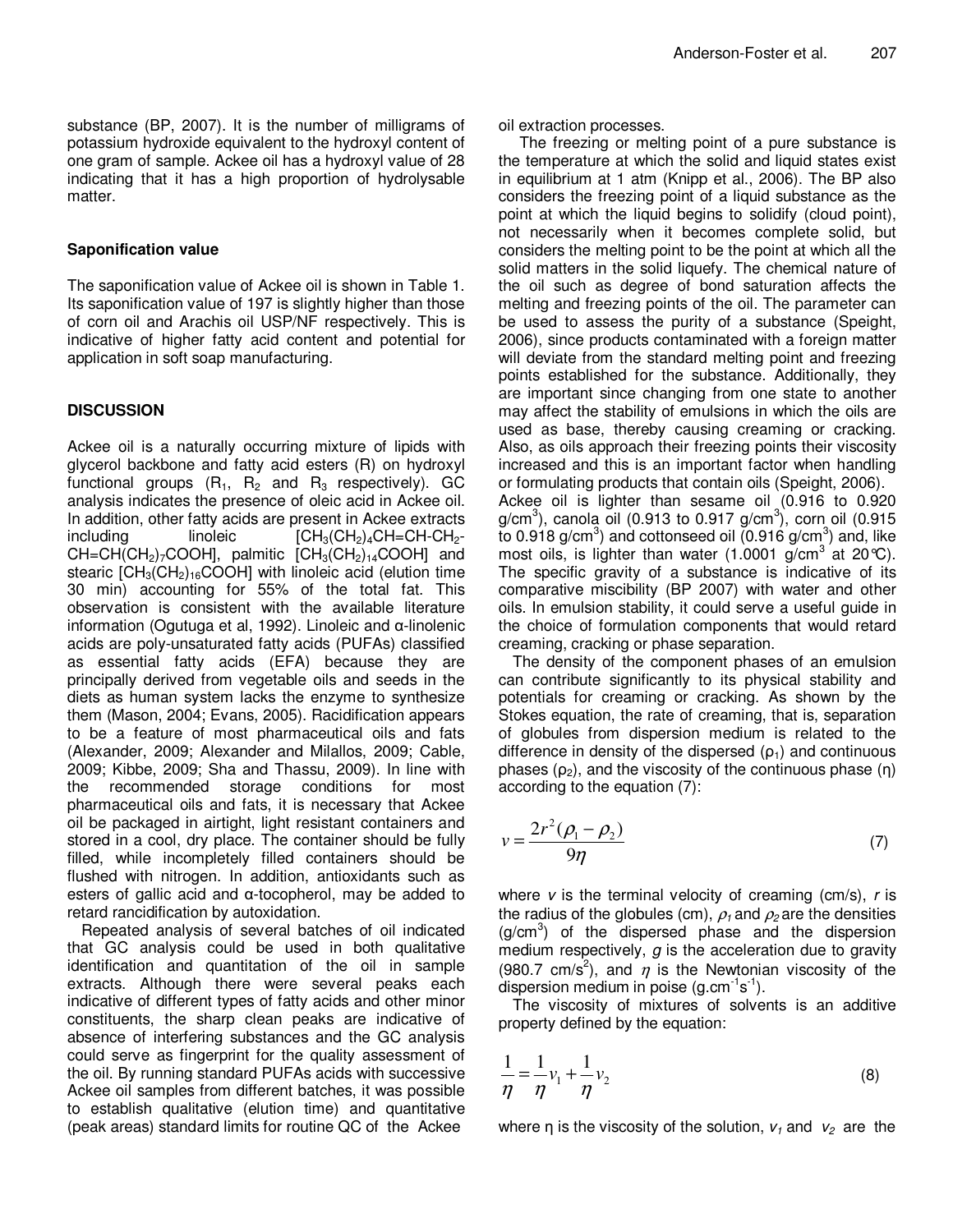substance (BP, 2007). It is the number of milligrams of potassium hydroxide equivalent to the hydroxyl content of one gram of sample. Ackee oil has a hydroxyl value of 28 indicating that it has a high proportion of hydrolysable matter.

### Saponification value

The saponification value of Ackee oil is shown in Table 1. Its saponification value of 197 is slightly higher than those of corn oil and Arachis oil USP/NF respectively. This is indicative of higher fatty acid content and potential for application in soft soap manufacturing.

## DISCUSSION

Ackee oil is a naturally occurring mixture of lipids with glycerol backbone and fatty acid esters (R) on hydroxyl functional groups ($R_1$, $R_2$ and $R_3$ respectively). GC analysis indicates the presence of oleic acid in Ackee oil. In addition, other fatty acids are present in Ackee extracts including linoleic [$CH_3(CH_2)_4CH{=}CH{-}CH_2{-}CH{=}CH(CH_2)_7COOH$], palmitic [$CH_3(CH_2)_{14}COOH$] and stearic [$CH_3(CH_2)_{16}COOH$] with linoleic acid (elution time 30 min) accounting for 55% of the total fat. This observation is consistent with the available literature information (Ogutuga et al, 1992). Linoleic and α-linolenic acids are poly-unsaturated fatty acids (PUFAs) classified as essential fatty acids (EFA) because they are principally derived from vegetable oils and seeds in the diets as human system lacks the enzyme to synthesize them (Mason, 2004; Evans, 2005). Racidification appears to be a feature of most pharmaceutical oils and fats (Alexander, 2009; Alexander and Milallos, 2009; Cable, 2009; Kibbe, 2009; Sha and Thassu, 2009). In line with the recommended storage conditions for most pharmaceutical oils and fats, it is necessary that Ackee oil be packaged in airtight, light resistant containers and stored in a cool, dry place. The container should be fully filled, while incompletely filled containers should be flushed with nitrogen. In addition, antioxidants such as esters of gallic acid and α-tocopherol, may be added to retard rancidification by autoxidation.

Repeated analysis of several batches of oil indicated that GC analysis could be used in both qualitative identification and quantitation of the oil in sample extracts. Although there were several peaks each indicative of different types of fatty acids and other minor constituents, the sharp clean peaks are indicative of absence of interfering substances and the GC analysis could serve as fingerprint for the quality assessment of the oil. By running standard PUFAs acids with successive Ackee oil samples from different batches, it was possible to establish qualitative (elution time) and quantitative (peak areas) standard limits for routine QC of the Ackee oil extraction processes.

The freezing or melting point of a pure substance is the temperature at which the solid and liquid states exist in equilibrium at 1 atm (Knipp et al., 2006). The BP also considers the freezing point of a liquid substance as the point at which the liquid begins to solidify (cloud point), not necessarily when it becomes complete solid, but considers the melting point to be the point at which all the solid matters in the solid liquefy. The chemical nature of the oil such as degree of bond saturation affects the melting and freezing points of the oil. The parameter can be used to assess the purity of a substance (Speight, 2006), since products contaminated with a foreign matter will deviate from the standard melting point and freezing points established for the substance. Additionally, they are important since changing from one state to another may affect the stability of emulsions in which the oils are used as base, thereby causing creaming or cracking. Also, as oils approach their freezing points their viscosity increased and this is an important factor when handling or formulating products that contain oils (Speight, 2006).

Ackee oil is lighter than sesame oil (0.916 to 0.920 g/cm$^3$), canola oil (0.913 to 0.917 g/cm$^3$), corn oil (0.915 to 0.918 g/cm$^3$) and cottonseed oil (0.916 g/cm$^3$) and, like most oils, is lighter than water (1.0001 g/cm$^3$ at 20°C). The specific gravity of a substance is indicative of its comparative miscibility (BP 2007) with water and other oils. In emulsion stability, it could serve a useful guide in the choice of formulation components that would retard creaming, cracking or phase separation.

The density of the component phases of an emulsion can contribute significantly to its physical stability and potentials for creaming or cracking. As shown by the Stokes equation, the rate of creaming, that is, separation of globules from dispersion medium is related to the difference in density of the dispersed ($\rho_1$) and continuous phases ($\rho_2$), and the viscosity of the continuous phase (η) according to the equation (7):

$$v = \frac{2r^2(\rho_1 - \rho_2)}{9\eta} \tag{7}$$

where $v$ is the terminal velocity of creaming (cm/s), $r$ is the radius of the globules (cm), $\rho_1$ and $\rho_2$ are the densities (g/cm$^3$) of the dispersed phase and the dispersion medium respectively, $g$ is the acceleration due to gravity (980.7 cm/s$^2$), and $\eta$ is the Newtonian viscosity of the dispersion medium in poise (g.cm$^{-1}$s$^{-1}$).

The viscosity of mixtures of solvents is an additive property defined by the equation:

$$\frac{1}{\eta} = \frac{1}{\eta}v_1 + \frac{1}{\eta}v_2 \tag{8}$$

where η is the viscosity of the solution, $v_1$ and $v_2$ are the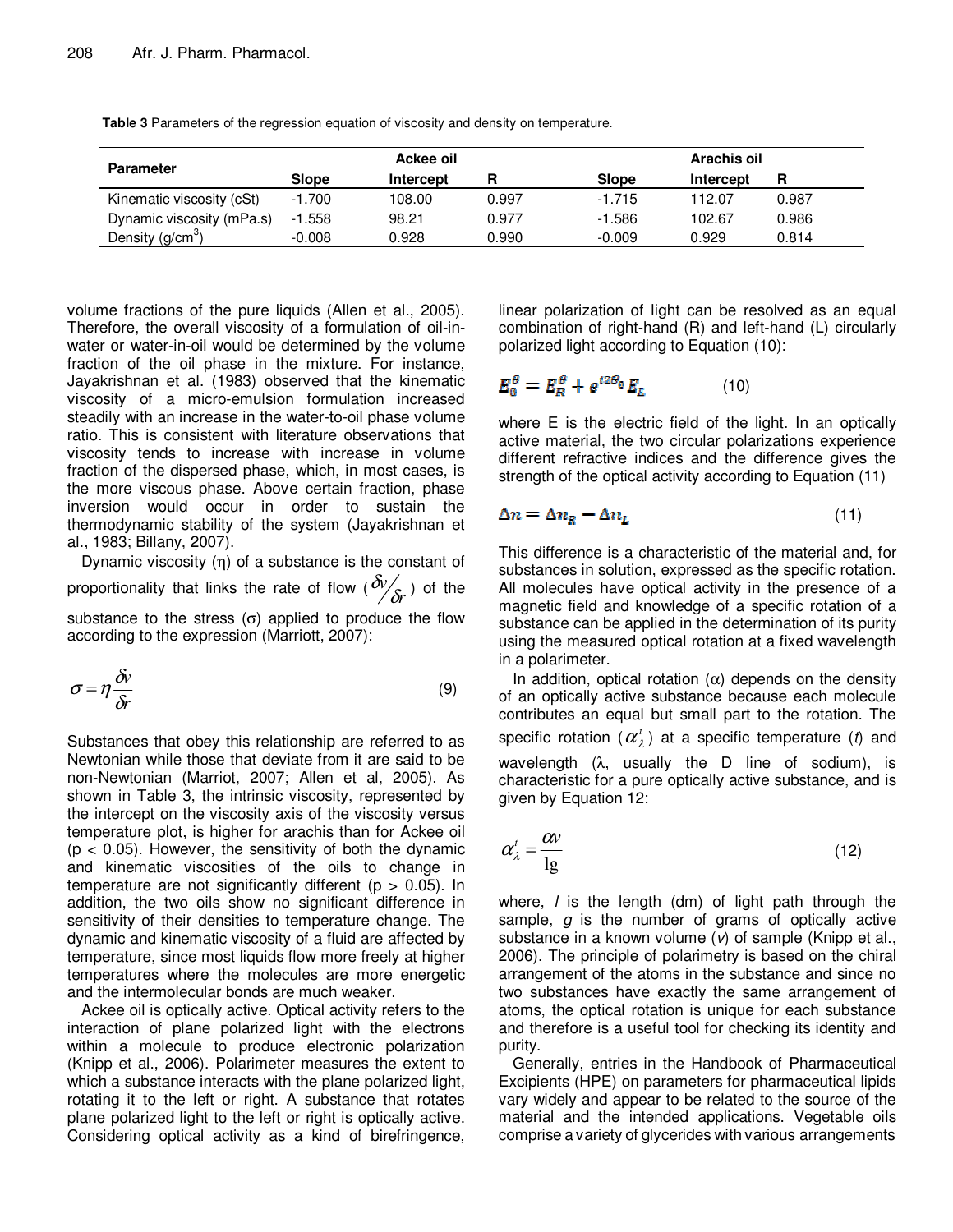**Table 3** Parameters of the regression equation of viscosity and density on temperature.

| Parameter | Ackee oil | | | Arachis oil | | |
|---|---|---|---|---|---|---|
| | Slope | Intercept | R | Slope | Intercept | R |
| Kinematic viscosity (cSt) | -1.700 | 108.00 | 0.997 | -1.715 | 112.07 | 0.987 |
| Dynamic viscosity (mPa.s) | -1.558 | 98.21 | 0.977 | -1.586 | 102.67 | 0.986 |
| Density ($g/cm^3$) | -0.008 | 0.928 | 0.990 | -0.009 | 0.929 | 0.814 |

volume fractions of the pure liquids (Allen et al., 2005). Therefore, the overall viscosity of a formulation of oil-in-water or water-in-oil would be determined by the volume fraction of the oil phase in the mixture. For instance, Jayakrishnan et al. (1983) observed that the kinematic viscosity of a micro-emulsion formulation increased steadily with an increase in the water-to-oil phase volume ratio. This is consistent with literature observations that viscosity tends to increase with increase in volume fraction of the dispersed phase, which, in most cases, is the more viscous phase. Above certain fraction, phase inversion would occur in order to sustain the thermodynamic stability of the system (Jayakrishnan et al., 1983; Billany, 2007).

Dynamic viscosity (η) of a substance is the constant of proportionality that links the rate of flow ($\delta v/\delta r$) of the substance to the stress (σ) applied to produce the flow according to the expression (Marriott, 2007):

$$\sigma = \eta \frac{\delta v}{\delta r} \tag{9}$$

Substances that obey this relationship are referred to as Newtonian while those that deviate from it are said to be non-Newtonian (Marriot, 2007; Allen et al, 2005). As shown in Table 3, the intrinsic viscosity, represented by the intercept on the viscosity axis of the viscosity versus temperature plot, is higher for arachis than for Ackee oil ($p < 0.05$). However, the sensitivity of both the dynamic and kinematic viscosities of the oils to change in temperature are not significantly different ($p > 0.05$). In addition, the two oils show no significant difference in sensitivity of their densities to temperature change. The dynamic and kinematic viscosity of a fluid are affected by temperature, since most liquids flow more freely at higher temperatures where the molecules are more energetic and the intermolecular bonds are much weaker.

Ackee oil is optically active. Optical activity refers to the interaction of plane polarized light with the electrons within a molecule to produce electronic polarization (Knipp et al., 2006). Polarimeter measures the extent to which a substance interacts with the plane polarized light, rotating it to the left or right. A substance that rotates plane polarized light to the left or right is optically active. Considering optical activity as a kind of birefringence, linear polarization of light can be resolved as an equal combination of right-hand (R) and left-hand (L) circularly polarized light according to Equation (10):

$$E_0^{\theta} = E_R^{\theta} + e^{i2\theta_0} E_L \tag{10}$$

where E is the electric field of the light. In an optically active material, the two circular polarizations experience different refractive indices and the difference gives the strength of the optical activity according to Equation (11)

$$\Delta n = \Delta n_R - \Delta n_L \tag{11}$$

This difference is a characteristic of the material and, for substances in solution, expressed as the specific rotation. All molecules have optical activity in the presence of a magnetic field and knowledge of a specific rotation of a substance can be applied in the determination of its purity using the measured optical rotation at a fixed wavelength in a polarimeter.

In addition, optical rotation (α) depends on the density of an optically active substance because each molecule contributes an equal but small part to the rotation. The specific rotation ($\alpha_{\lambda}^{t}$) at a specific temperature (*t*) and wavelength (λ, usually the D line of sodium), is characteristic for a pure optically active substance, and is given by Equation 12:

$$\alpha_{\lambda}^{t} = \frac{\alpha v}{\mathrm{l g}} \tag{12}$$

where, *l* is the length (dm) of light path through the sample, *g* is the number of grams of optically active substance in a known volume (*v*) of sample (Knipp et al., 2006). The principle of polarimetry is based on the chiral arrangement of the atoms in the substance and since no two substances have exactly the same arrangement of atoms, the optical rotation is unique for each substance and therefore is a useful tool for checking its identity and purity.

Generally, entries in the Handbook of Pharmaceutical Excipients (HPE) on parameters for pharmaceutical lipids vary widely and appear to be related to the source of the material and the intended applications. Vegetable oils comprise a variety of glycerides with various arrangements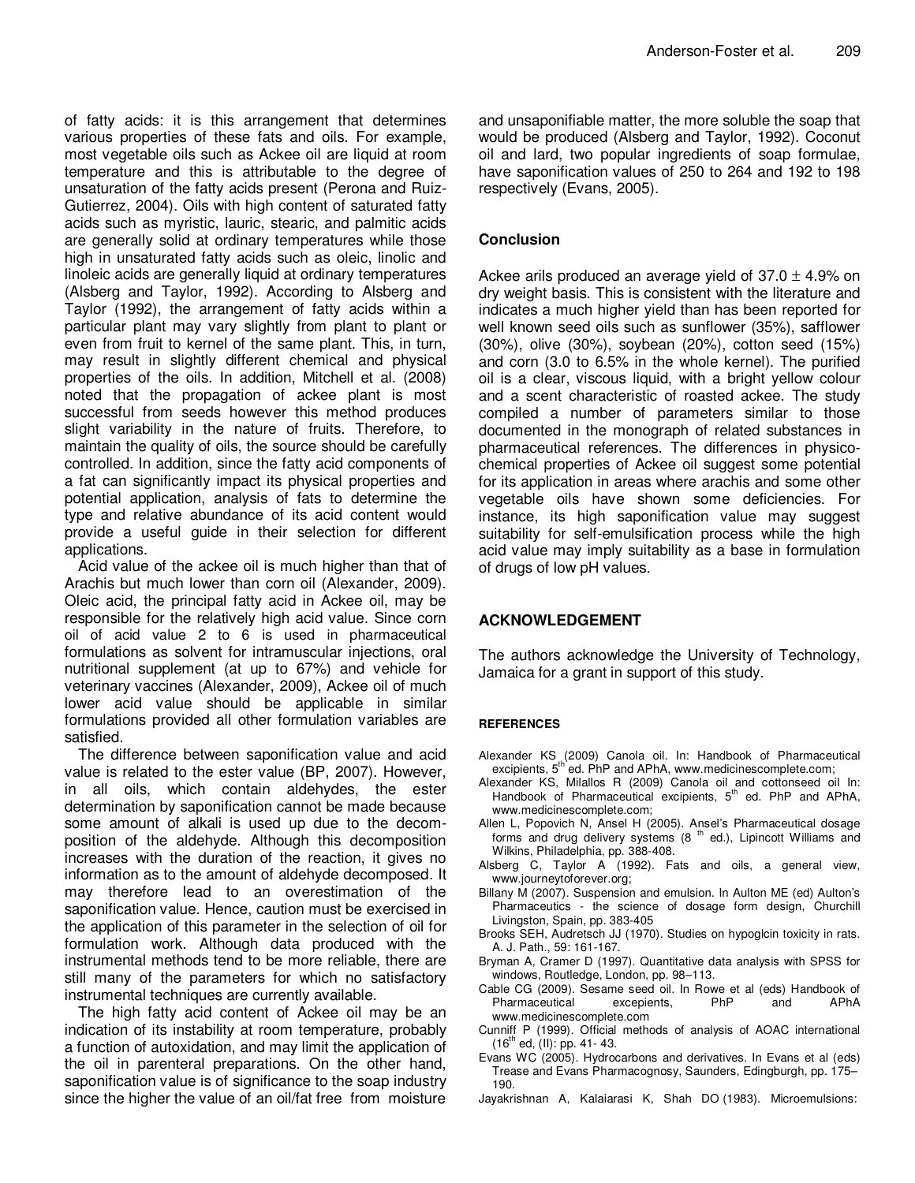of fatty acids: it is this arrangement that determines various properties of these fats and oils. For example, most vegetable oils such as Ackee oil are liquid at room temperature and this is attributable to the degree of unsaturation of the fatty acids present (Perona and Ruiz-Gutierrez, 2004). Oils with high content of saturated fatty acids such as myristic, lauric, stearic, and palmitic acids are generally solid at ordinary temperatures while those high in unsaturated fatty acids such as oleic, linolic and linoleic acids are generally liquid at ordinary temperatures (Alsberg and Taylor, 1992). According to Alsberg and Taylor (1992), the arrangement of fatty acids within a particular plant may vary slightly from plant to plant or even from fruit to kernel of the same plant. This, in turn, may result in slightly different chemical and physical properties of the oils. In addition, Mitchell et al. (2008) noted that the propagation of ackee plant is most successful from seeds however this method produces slight variability in the nature of fruits. Therefore, to maintain the quality of oils, the source should be carefully controlled. In addition, since the fatty acid components of a fat can significantly impact its physical properties and potential application, analysis of fats to determine the type and relative abundance of its acid content would provide a useful guide in their selection for different applications.

Acid value of the ackee oil is much higher than that of Arachis but much lower than corn oil (Alexander, 2009). Oleic acid, the principal fatty acid in Ackee oil, may be responsible for the relatively high acid value. Since corn oil of acid value 2 to 6 is used in pharmaceutical formulations as solvent for intramuscular injections, oral nutritional supplement (at up to 67%) and vehicle for veterinary vaccines (Alexander, 2009), Ackee oil of much lower acid value should be applicable in similar formulations provided all other formulation variables are satisfied.

The difference between saponification value and acid value is related to the ester value (BP, 2007). However, in all oils, which contain aldehydes, the ester determination by saponification cannot be made because some amount of alkali is used up due to the decomposition of the aldehyde. Although this decomposition increases with the duration of the reaction, it gives no information as to the amount of aldehyde decomposed. It may therefore lead to an overestimation of the saponification value. Hence, caution must be exercised in the application of this parameter in the selection of oil for formulation work. Although data produced with the instrumental methods tend to be more reliable, there are still many of the parameters for which no satisfactory instrumental techniques are currently available.

The high fatty acid content of Ackee oil may be an indication of its instability at room temperature, probably a function of autoxidation, and may limit the application of the oil in parenteral preparations. On the other hand, saponification value is of significance to the soap industry since the higher the value of an oil/fat free from moisture and unsaponifiable matter, the more soluble the soap that would be produced (Alsberg and Taylor, 1992). Coconut oil and lard, two popular ingredients of soap formulae, have saponification values of 250 to 264 and 192 to 198 respectively (Evans, 2005).

## Conclusion

Ackee arils produced an average yield of 37.0 ± 4.9% on dry weight basis. This is consistent with the literature and indicates a much higher yield than has been reported for well known seed oils such as sunflower (35%), safflower (30%), olive (30%), soybean (20%), cotton seed (15%) and corn (3.0 to 6.5% in the whole kernel). The purified oil is a clear, viscous liquid, with a bright yellow colour and a scent characteristic of roasted ackee. The study compiled a number of parameters similar to those documented in the monograph of related substances in pharmaceutical references. The differences in physico-chemical properties of Ackee oil suggest some potential for its application in areas where arachis and some other vegetable oils have shown some deficiencies. For instance, its high saponification value may suggest suitability for self-emulsification process while the high acid value may imply suitability as a base in formulation of drugs of low pH values.

## ACKNOWLEDGEMENT

The authors acknowledge the University of Technology, Jamaica for a grant in support of this study.

## REFERENCES

Alexander KS (2009) Canola oil. In: Handbook of Pharmaceutical excipients, 5th ed. PhP and APhA, www.medicinescomplete.com;

Alexander KS, Milallos R (2009) Canola oil and cottonseed oil In: Handbook of Pharmaceutical excipients, 5th ed. PhP and APhA, www.medicinescomplete.com;

Allen L, Popovich N, Ansel H (2005). Ansel's Pharmaceutical dosage forms and drug delivery systems (8th ed.), Lipincott Williams and Wilkins, Philadelphia, pp. 388-408.

Alsberg C, Taylor A (1992). Fats and oils, a general view, www.journeytoforever.org;

Billany M (2007). Suspension and emulsion. In Aulton ME (ed) Aulton's Pharmaceutics - the science of dosage form design, Churchill Livingston, Spain, pp. 383-405

Brooks SEH, Audretsch JJ (1970). Studies on hypoglcin toxicity in rats. A. J. Path., 59: 161-167.

Bryman A, Cramer D (1997). Quantitative data analysis with SPSS for windows, Routledge, London, pp. 98–113.

Cable CG (2009). Sesame seed oil. In Rowe et al (eds) Handbook of Pharmaceutical excepients, PhP and APhA www.medicinescomplete.com

Cunniff P (1999). Official methods of analysis of AOAC international (16th ed, (II): pp. 41- 43.

Evans WC (2005). Hydrocarbons and derivatives. In Evans et al (eds) Trease and Evans Pharmacognosy, Saunders, Edingburgh, pp. 175–190.

Jayakrishnan A, Kalaiarasi K, Shah DO (1983). Microemulsions: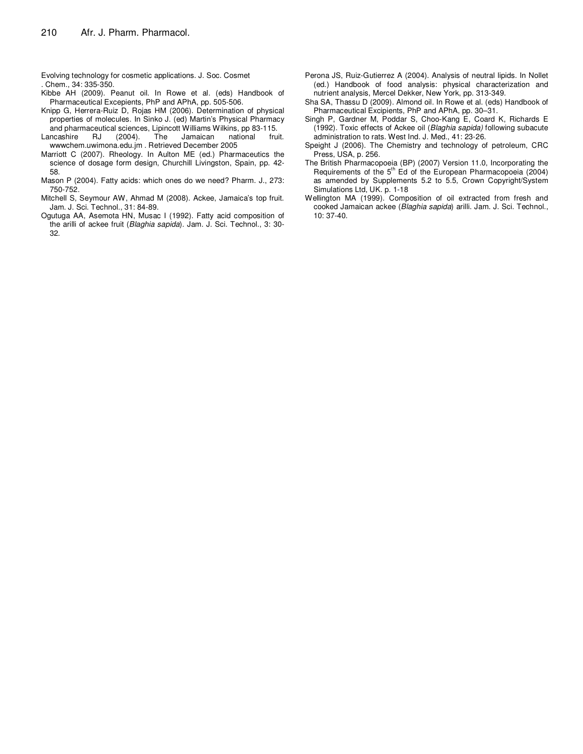Evolving technology for cosmetic applications. J. Soc. Cosmet . Chem., 34: 335-350.

Kibbe AH (2009). Peanut oil. In Rowe et al. (eds) Handbook of Pharmaceutical Excepients, PhP and APhA, pp. 505-506.

Knipp G, Herrera-Ruiz D, Rojas HM (2006). Determination of physical properties of molecules. In Sinko J. (ed) Martin's Physical Pharmacy and pharmaceutical sciences, Lipincott Williams Wilkins, pp 83-115.

Lancashire RJ (2004). The Jamaican national fruit. wwwchem.uwimona.edu.jm . Retrieved December 2005

Marriott C (2007). Rheology. In Aulton ME (ed.) Pharmaceutics the science of dosage form design, Churchill Livingston, Spain, pp. 42-58.

Mason P (2004). Fatty acids: which ones do we need? Pharm. J., 273: 750-752.

Mitchell S, Seymour AW, Ahmad M (2008). Ackee, Jamaica's top fruit. Jam. J. Sci. Technol., 31: 84-89.

Ogutuga AA, Asemota HN, Musac I (1992). Fatty acid composition of the arilli of ackee fruit (*Blaghia sapida*). Jam. J. Sci. Technol., 3: 30-32.

Perona JS, Ruiz-Gutierrez A (2004). Analysis of neutral lipids. In Nollet (ed.) Handbook of food analysis: physical characterization and nutrient analysis, Mercel Dekker, New York, pp. 313-349.

Sha SA, Thassu D (2009). Almond oil. In Rowe et al. (eds) Handbook of Pharmaceutical Excipients, PhP and APhA, pp. 30–31.

Singh P, Gardner M, Poddar S, Choo-Kang E, Coard K, Richards E (1992). Toxic effects of Ackee oil (*Blaghia sapida)* following subacute administration to rats. West Ind. J. Med., 41: 23-26.

Speight J (2006). The Chemistry and technology of petroleum, CRC Press, USA, p. 256.

The British Pharmacopoeia (BP) (2007) Version 11.0, Incorporating the Requirements of the 5th Ed of the European Pharmacopoeia (2004) as amended by Supplements 5.2 to 5.5, Crown Copyright/System Simulations Ltd, UK. p. 1-18

Wellington MA (1999). Composition of oil extracted from fresh and cooked Jamaican ackee (*Blaghia sapida*) arilli. Jam. J. Sci. Technol., 10: 37-40.